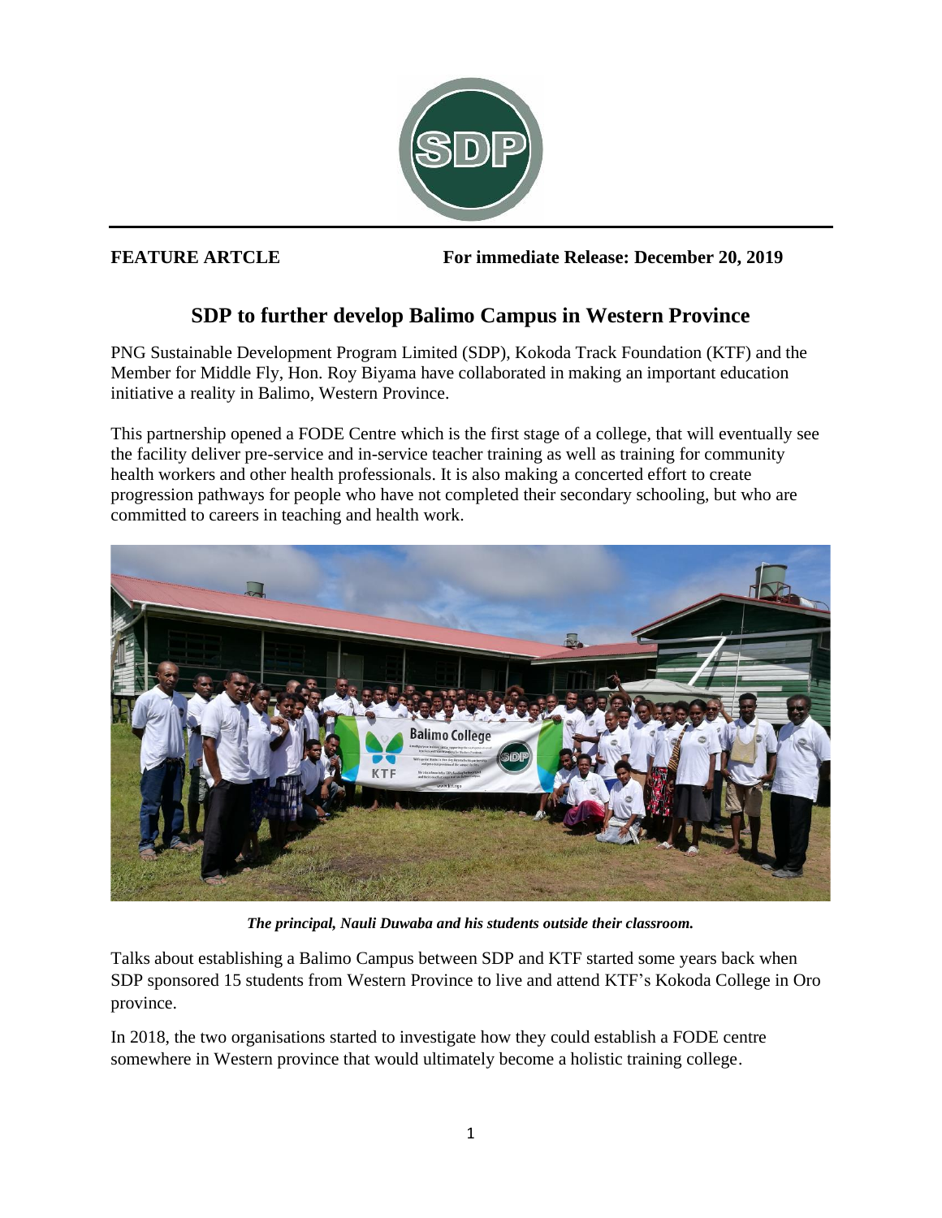**FEATURE ARTCLE** **For immediate Release: December 20, 2019**

# SDP to further develop Balimo Campus in Western Province

PNG Sustainable Development Program Limited (SDP), Kokoda Track Foundation (KTF) and the Member for Middle Fly, Hon. Roy Biyama have collaborated in making an important education initiative a reality in Balimo, Western Province.

This partnership opened a FODE Centre which is the first stage of a college, that will eventually see the facility deliver pre-service and in-service teacher training as well as training for community health workers and other health professionals. It is also making a concerted effort to create progression pathways for people who have not completed their secondary schooling, but who are committed to careers in teaching and health work.

***The principal, Nauli Duwaba and his students outside their classroom.***

Talks about establishing a Balimo Campus between SDP and KTF started some years back when SDP sponsored 15 students from Western Province to live and attend KTF's Kokoda College in Oro province.

In 2018, the two organisations started to investigate how they could establish a FODE centre somewhere in Western province that would ultimately become a holistic training college.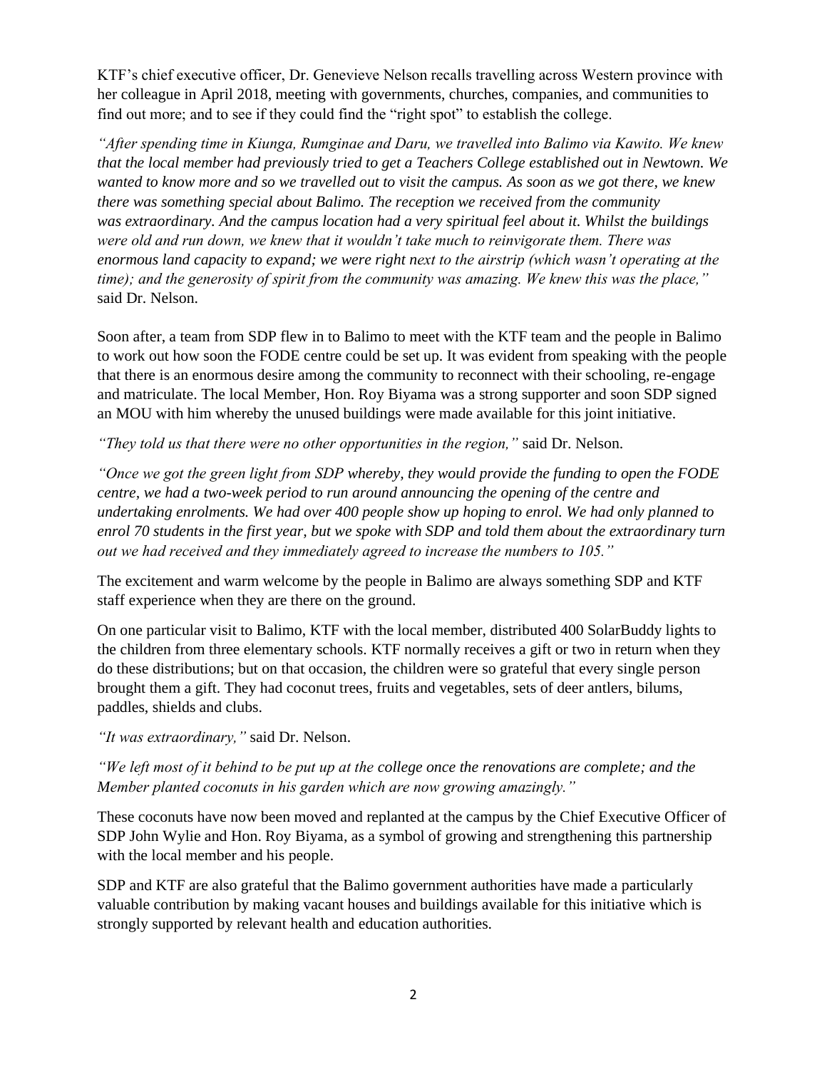KTF's chief executive officer, Dr. Genevieve Nelson recalls travelling across Western province with her colleague in April 2018, meeting with governments, churches, companies, and communities to find out more; and to see if they could find the "right spot" to establish the college.

*"After spending time in Kiunga, Rumginae and Daru, we travelled into Balimo via Kawito. We knew that the local member had previously tried to get a Teachers College established out in Newtown. We wanted to know more and so we travelled out to visit the campus. As soon as we got there, we knew there was something special about Balimo. The reception we received from the community was extraordinary. And the campus location had a very spiritual feel about it. Whilst the buildings were old and run down, we knew that it wouldn't take much to reinvigorate them. There was enormous land capacity to expand; we were right next to the airstrip (which wasn't operating at the time); and the generosity of spirit from the community was amazing. We knew this was the place,"* said Dr. Nelson.

Soon after, a team from SDP flew in to Balimo to meet with the KTF team and the people in Balimo to work out how soon the FODE centre could be set up. It was evident from speaking with the people that there is an enormous desire among the community to reconnect with their schooling, re-engage and matriculate. The local Member, Hon. Roy Biyama was a strong supporter and soon SDP signed an MOU with him whereby the unused buildings were made available for this joint initiative.

*"They told us that there were no other opportunities in the region,"* said Dr. Nelson.

*"Once we got the green light from SDP whereby, they would provide the funding to open the FODE centre, we had a two-week period to run around announcing the opening of the centre and undertaking enrolments. We had over 400 people show up hoping to enrol. We had only planned to enrol 70 students in the first year, but we spoke with SDP and told them about the extraordinary turn out we had received and they immediately agreed to increase the numbers to 105."*

The excitement and warm welcome by the people in Balimo are always something SDP and KTF staff experience when they are there on the ground.

On one particular visit to Balimo, KTF with the local member, distributed 400 SolarBuddy lights to the children from three elementary schools. KTF normally receives a gift or two in return when they do these distributions; but on that occasion, the children were so grateful that every single person brought them a gift. They had coconut trees, fruits and vegetables, sets of deer antlers, bilums, paddles, shields and clubs.

*"It was extraordinary,"* said Dr. Nelson.

*"We left most of it behind to be put up at the college once the renovations are complete; and the Member planted coconuts in his garden which are now growing amazingly."*

These coconuts have now been moved and replanted at the campus by the Chief Executive Officer of SDP John Wylie and Hon. Roy Biyama, as a symbol of growing and strengthening this partnership with the local member and his people.

SDP and KTF are also grateful that the Balimo government authorities have made a particularly valuable contribution by making vacant houses and buildings available for this initiative which is strongly supported by relevant health and education authorities.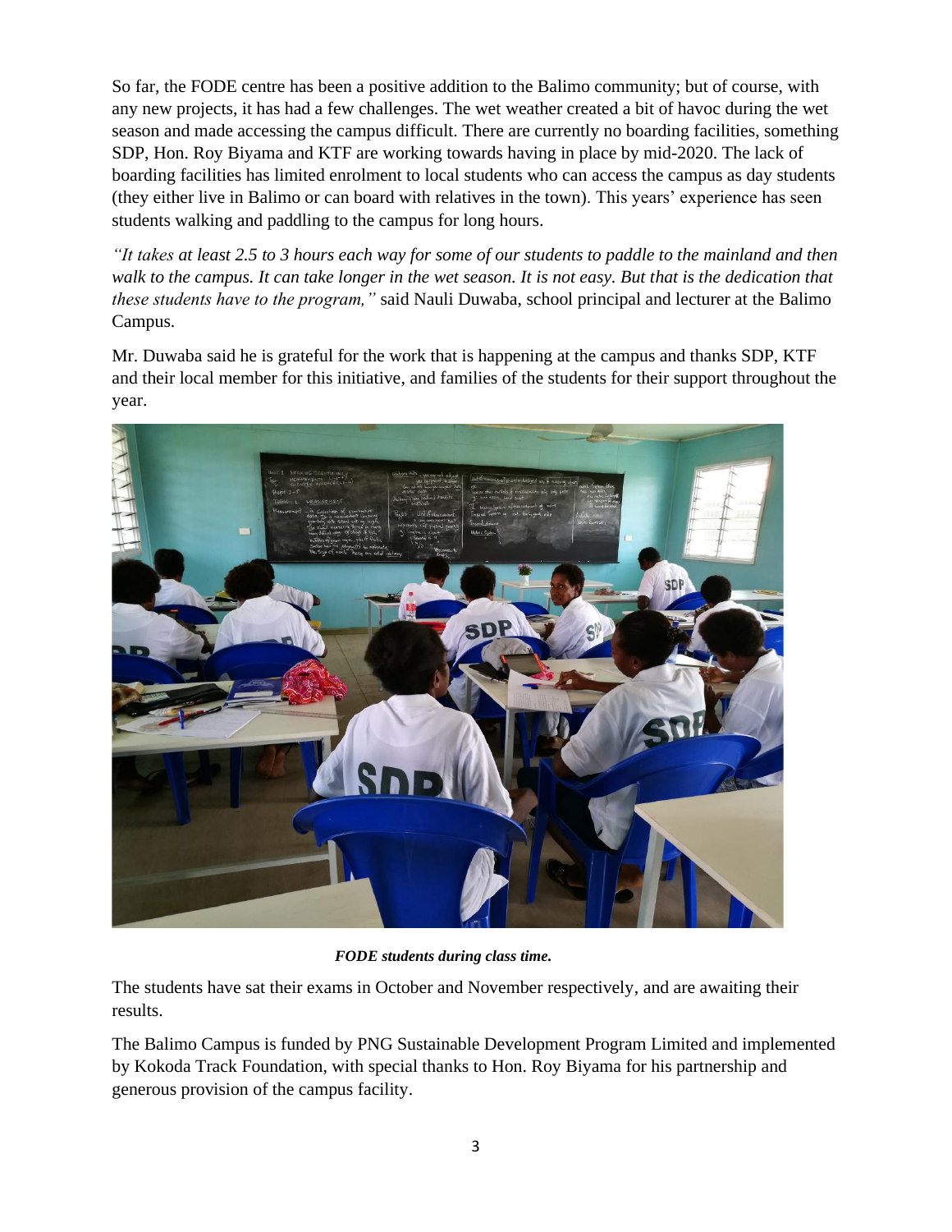So far, the FODE centre has been a positive addition to the Balimo community; but of course, with any new projects, it has had a few challenges. The wet weather created a bit of havoc during the wet season and made accessing the campus difficult. There are currently no boarding facilities, something SDP, Hon. Roy Biyama and KTF are working towards having in place by mid-2020. The lack of boarding facilities has limited enrolment to local students who can access the campus as day students (they either live in Balimo or can board with relatives in the town). This years' experience has seen students walking and paddling to the campus for long hours.

*"It takes at least 2.5 to 3 hours each way for some of our students to paddle to the mainland and then walk to the campus. It can take longer in the wet season. It is not easy. But that is the dedication that these students have to the program,"* said Nauli Duwaba, school principal and lecturer at the Balimo Campus.

Mr. Duwaba said he is grateful for the work that is happening at the campus and thanks SDP, KTF and their local member for this initiative, and families of the students for their support throughout the year.

***FODE students during class time.***

The students have sat their exams in October and November respectively, and are awaiting their results.

The Balimo Campus is funded by PNG Sustainable Development Program Limited and implemented by Kokoda Track Foundation, with special thanks to Hon. Roy Biyama for his partnership and generous provision of the campus facility.